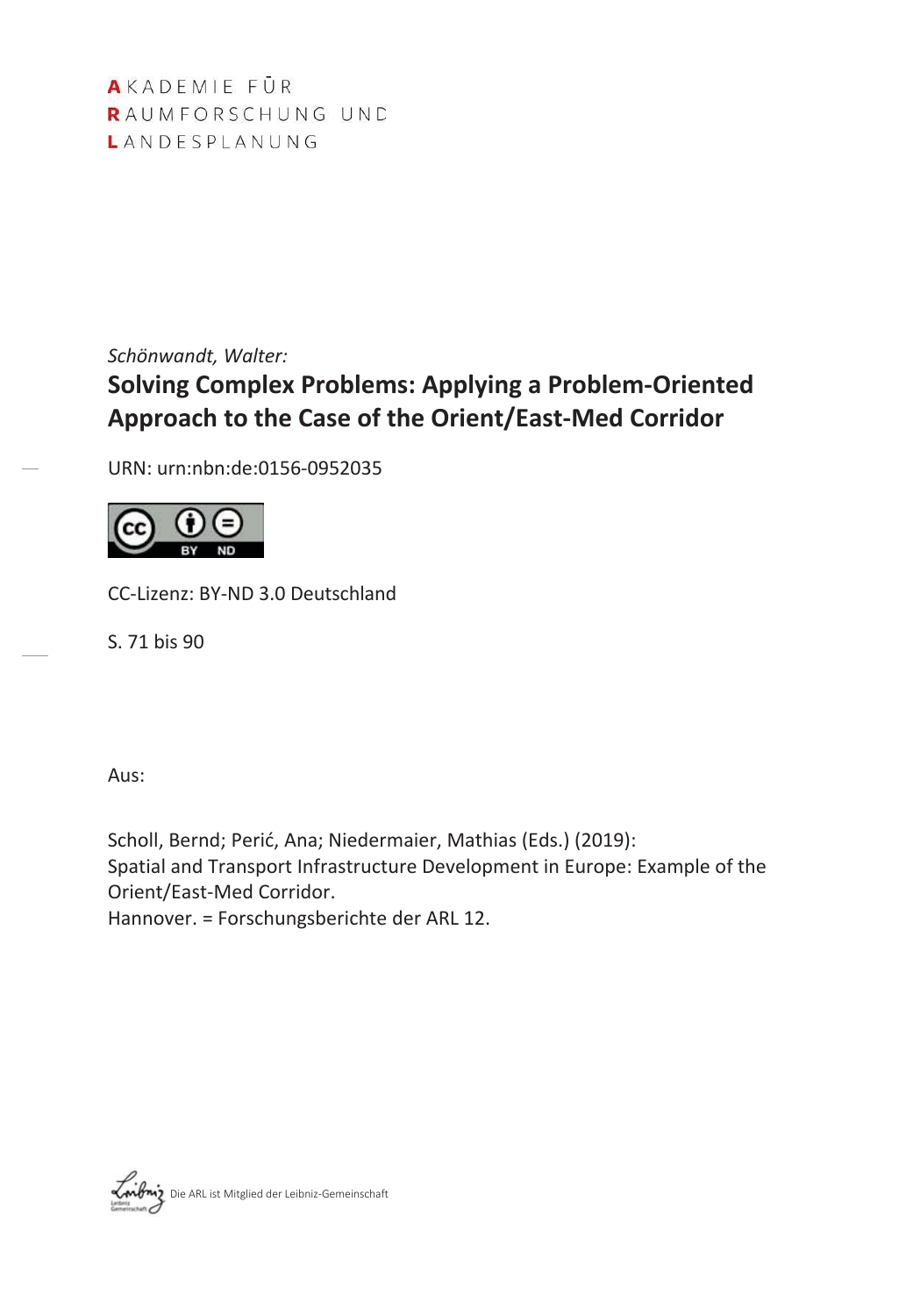AKADEMIE FÜR
RAUMFORSCHUNG UND
LANDESPLANUNG

*Schönwandt, Walter:*

# Solving Complex Problems: Applying a Problem-Oriented Approach to the Case of the Orient/East-Med Corridor

URN: urn:nbn:de:0156-0952035

CC-Lizenz: BY-ND 3.0 Deutschland

S. 71 bis 90

Aus:

Scholl, Bernd; Perić, Ana; Niedermaier, Mathias (Eds.) (2019):
Spatial and Transport Infrastructure Development in Europe: Example of the Orient/East-Med Corridor.
Hannover. = Forschungsberichte der ARL 12.

Die ARL ist Mitglied der Leibniz-Gemeinschaft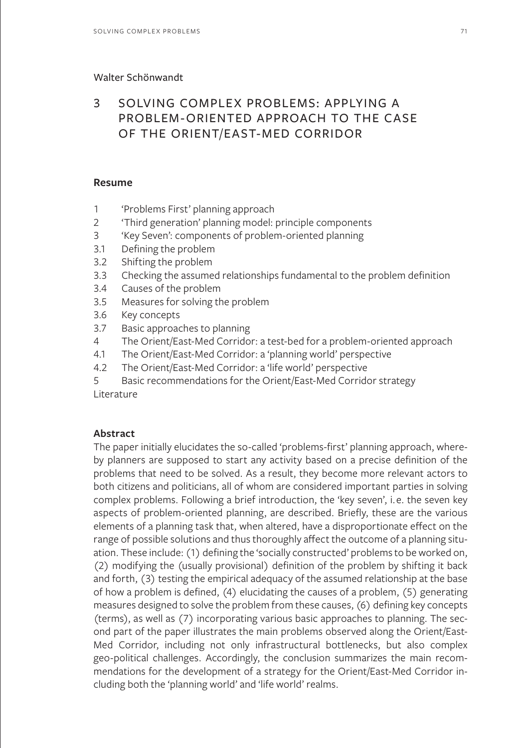Walter Schönwandt

# 3 SOLVING COMPLEX PROBLEMS: APPLYING A PROBLEM-ORIENTED APPROACH TO THE CASE OF THE ORIENT/EAST-MED CORRIDOR

## Resume

1 'Problems First' planning approach
2 'Third generation' planning model: principle components
3 'Key Seven': components of problem-oriented planning
3.1 Defining the problem
3.2 Shifting the problem
3.3 Checking the assumed relationships fundamental to the problem definition
3.4 Causes of the problem
3.5 Measures for solving the problem
3.6 Key concepts
3.7 Basic approaches to planning
4 The Orient/East-Med Corridor: a test-bed for a problem-oriented approach
4.1 The Orient/East-Med Corridor: a 'planning world' perspective
4.2 The Orient/East-Med Corridor: a 'life world' perspective
5 Basic recommendations for the Orient/East-Med Corridor strategy
Literature

## Abstract

The paper initially elucidates the so-called 'problems-first' planning approach, whereby planners are supposed to start any activity based on a precise definition of the problems that need to be solved. As a result, they become more relevant actors to both citizens and politicians, all of whom are considered important parties in solving complex problems. Following a brief introduction, the 'key seven', i.e. the seven key aspects of problem-oriented planning, are described. Briefly, these are the various elements of a planning task that, when altered, have a disproportionate effect on the range of possible solutions and thus thoroughly affect the outcome of a planning situation. These include: (1) defining the 'socially constructed' problems to be worked on, (2) modifying the (usually provisional) definition of the problem by shifting it back and forth, (3) testing the empirical adequacy of the assumed relationship at the base of how a problem is defined, (4) elucidating the causes of a problem, (5) generating measures designed to solve the problem from these causes, (6) defining key concepts (terms), as well as (7) incorporating various basic approaches to planning. The second part of the paper illustrates the main problems observed along the Orient/East-Med Corridor, including not only infrastructural bottlenecks, but also complex geo-political challenges. Accordingly, the conclusion summarizes the main recommendations for the development of a strategy for the Orient/East-Med Corridor including both the 'planning world' and 'life world' realms.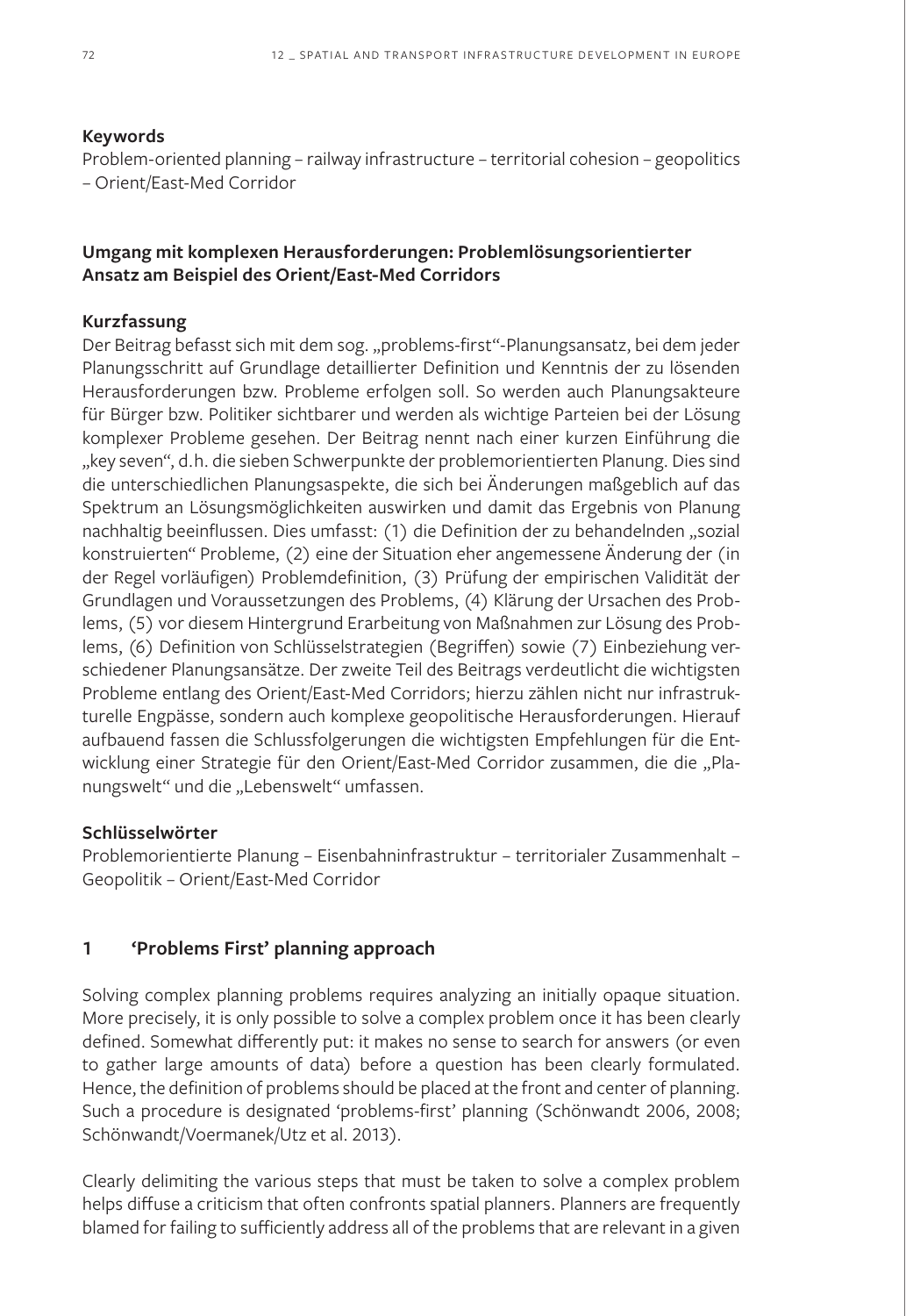**Keywords**

Problem-oriented planning – railway infrastructure – territorial cohesion – geopolitics – Orient/East-Med Corridor

**Umgang mit komplexen Herausforderungen: Problemlösungsorientierter Ansatz am Beispiel des Orient/East-Med Corridors**

**Kurzfassung**

Der Beitrag befasst sich mit dem sog. „problems-first"-Planungsansatz, bei dem jeder Planungsschritt auf Grundlage detaillierter Definition und Kenntnis der zu lösenden Herausforderungen bzw. Probleme erfolgen soll. So werden auch Planungsakteure für Bürger bzw. Politiker sichtbarer und werden als wichtige Parteien bei der Lösung komplexer Probleme gesehen. Der Beitrag nennt nach einer kurzen Einführung die „key seven", d.h. die sieben Schwerpunkte der problemorientierten Planung. Dies sind die unterschiedlichen Planungsaspekte, die sich bei Änderungen maßgeblich auf das Spektrum an Lösungsmöglichkeiten auswirken und damit das Ergebnis von Planung nachhaltig beeinflussen. Dies umfasst: (1) die Definition der zu behandelnden „sozial konstruierten" Probleme, (2) eine der Situation eher angemessene Änderung der (in der Regel vorläufigen) Problemdefinition, (3) Prüfung der empirischen Validität der Grundlagen und Voraussetzungen des Problems, (4) Klärung der Ursachen des Problems, (5) vor diesem Hintergrund Erarbeitung von Maßnahmen zur Lösung des Problems, (6) Definition von Schlüsselstrategien (Begriffen) sowie (7) Einbeziehung verschiedener Planungsansätze. Der zweite Teil des Beitrags verdeutlicht die wichtigsten Probleme entlang des Orient/East-Med Corridors; hierzu zählen nicht nur infrastrukturelle Engpässe, sondern auch komplexe geopolitische Herausforderungen. Hierauf aufbauend fassen die Schlussfolgerungen die wichtigsten Empfehlungen für die Entwicklung einer Strategie für den Orient/East-Med Corridor zusammen, die die „Planungswelt" und die „Lebenswelt" umfassen.

**Schlüsselwörter**

Problemorientierte Planung – Eisenbahninfrastruktur – territorialer Zusammenhalt – Geopolitik – Orient/East-Med Corridor

## 1 'Problems First' planning approach

Solving complex planning problems requires analyzing an initially opaque situation. More precisely, it is only possible to solve a complex problem once it has been clearly defined. Somewhat differently put: it makes no sense to search for answers (or even to gather large amounts of data) before a question has been clearly formulated. Hence, the definition of problems should be placed at the front and center of planning. Such a procedure is designated 'problems-first' planning (Schönwandt 2006, 2008; Schönwandt/Voermanek/Utz et al. 2013).

Clearly delimiting the various steps that must be taken to solve a complex problem helps diffuse a criticism that often confronts spatial planners. Planners are frequently blamed for failing to sufficiently address all of the problems that are relevant in a given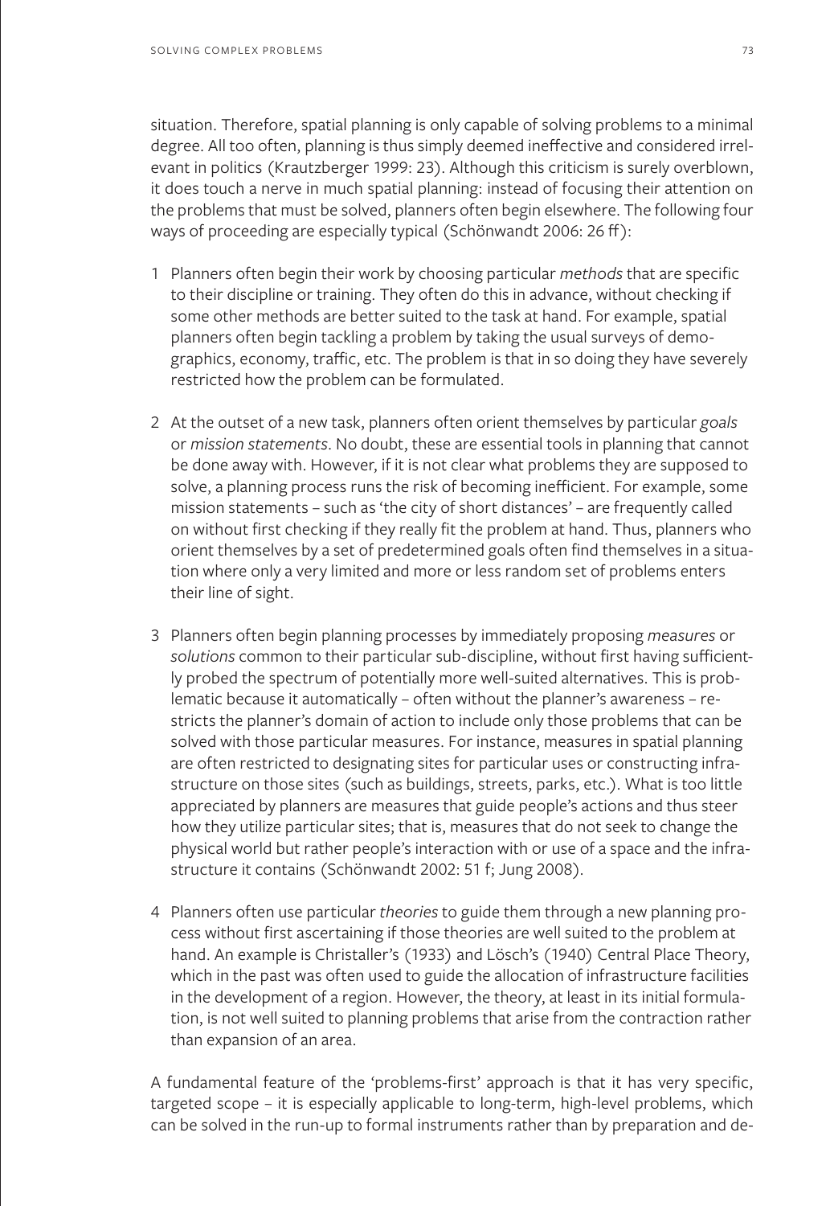situation. Therefore, spatial planning is only capable of solving problems to a minimal degree. All too often, planning is thus simply deemed ineffective and considered irrelevant in politics (Krautzberger 1999: 23). Although this criticism is surely overblown, it does touch a nerve in much spatial planning: instead of focusing their attention on the problems that must be solved, planners often begin elsewhere. The following four ways of proceeding are especially typical (Schönwandt 2006: 26 ff):

1 Planners often begin their work by choosing particular *methods* that are specific to their discipline or training. They often do this in advance, without checking if some other methods are better suited to the task at hand. For example, spatial planners often begin tackling a problem by taking the usual surveys of demographics, economy, traffic, etc. The problem is that in so doing they have severely restricted how the problem can be formulated.

2 At the outset of a new task, planners often orient themselves by particular *goals* or *mission statements*. No doubt, these are essential tools in planning that cannot be done away with. However, if it is not clear what problems they are supposed to solve, a planning process runs the risk of becoming inefficient. For example, some mission statements – such as 'the city of short distances' – are frequently called on without first checking if they really fit the problem at hand. Thus, planners who orient themselves by a set of predetermined goals often find themselves in a situation where only a very limited and more or less random set of problems enters their line of sight.

3 Planners often begin planning processes by immediately proposing *measures* or *solutions* common to their particular sub-discipline, without first having sufficiently probed the spectrum of potentially more well-suited alternatives. This is problematic because it automatically – often without the planner's awareness – restricts the planner's domain of action to include only those problems that can be solved with those particular measures. For instance, measures in spatial planning are often restricted to designating sites for particular uses or constructing infrastructure on those sites (such as buildings, streets, parks, etc.). What is too little appreciated by planners are measures that guide people's actions and thus steer how they utilize particular sites; that is, measures that do not seek to change the physical world but rather people's interaction with or use of a space and the infrastructure it contains (Schönwandt 2002: 51 f; Jung 2008).

4 Planners often use particular *theories* to guide them through a new planning process without first ascertaining if those theories are well suited to the problem at hand. An example is Christaller's (1933) and Lösch's (1940) Central Place Theory, which in the past was often used to guide the allocation of infrastructure facilities in the development of a region. However, the theory, at least in its initial formulation, is not well suited to planning problems that arise from the contraction rather than expansion of an area.

A fundamental feature of the 'problems-first' approach is that it has very specific, targeted scope – it is especially applicable to long-term, high-level problems, which can be solved in the run-up to formal instruments rather than by preparation and de-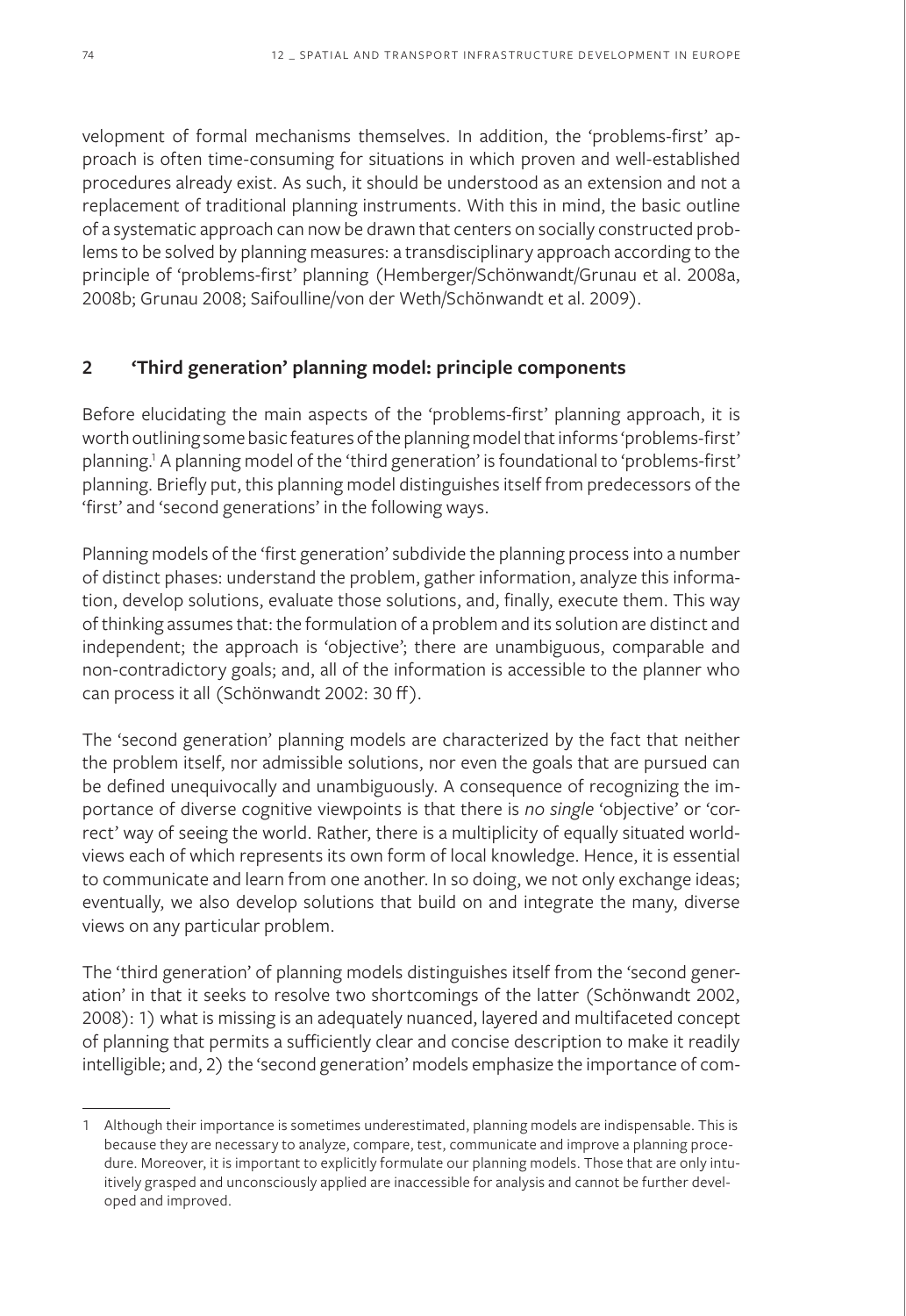velopment of formal mechanisms themselves. In addition, the 'problems-first' approach is often time-consuming for situations in which proven and well-established procedures already exist. As such, it should be understood as an extension and not a replacement of traditional planning instruments. With this in mind, the basic outline of a systematic approach can now be drawn that centers on socially constructed problems to be solved by planning measures: a transdisciplinary approach according to the principle of 'problems-first' planning (Hemberger/Schönwandt/Grunau et al. 2008a, 2008b; Grunau 2008; Saifoulline/von der Weth/Schönwandt et al. 2009).

## 2 'Third generation' planning model: principle components

Before elucidating the main aspects of the 'problems-first' planning approach, it is worth outlining some basic features of the planning model that informs 'problems-first' planning.[1] A planning model of the 'third generation' is foundational to 'problems-first' planning. Briefly put, this planning model distinguishes itself from predecessors of the 'first' and 'second generations' in the following ways.

Planning models of the 'first generation' subdivide the planning process into a number of distinct phases: understand the problem, gather information, analyze this information, develop solutions, evaluate those solutions, and, finally, execute them. This way of thinking assumes that: the formulation of a problem and its solution are distinct and independent; the approach is 'objective'; there are unambiguous, comparable and non-contradictory goals; and, all of the information is accessible to the planner who can process it all (Schönwandt 2002: 30 ff).

The 'second generation' planning models are characterized by the fact that neither the problem itself, nor admissible solutions, nor even the goals that are pursued can be defined unequivocally and unambiguously. A consequence of recognizing the importance of diverse cognitive viewpoints is that there is *no single* 'objective' or 'correct' way of seeing the world. Rather, there is a multiplicity of equally situated worldviews each of which represents its own form of local knowledge. Hence, it is essential to communicate and learn from one another. In so doing, we not only exchange ideas; eventually, we also develop solutions that build on and integrate the many, diverse views on any particular problem.

The 'third generation' of planning models distinguishes itself from the 'second generation' in that it seeks to resolve two shortcomings of the latter (Schönwandt 2002, 2008): 1) what is missing is an adequately nuanced, layered and multifaceted concept of planning that permits a sufficiently clear and concise description to make it readily intelligible; and, 2) the 'second generation' models emphasize the importance of com-

---

1 Although their importance is sometimes underestimated, planning models are indispensable. This is because they are necessary to analyze, compare, test, communicate and improve a planning procedure. Moreover, it is important to explicitly formulate our planning models. Those that are only intuitively grasped and unconsciously applied are inaccessible for analysis and cannot be further developed and improved.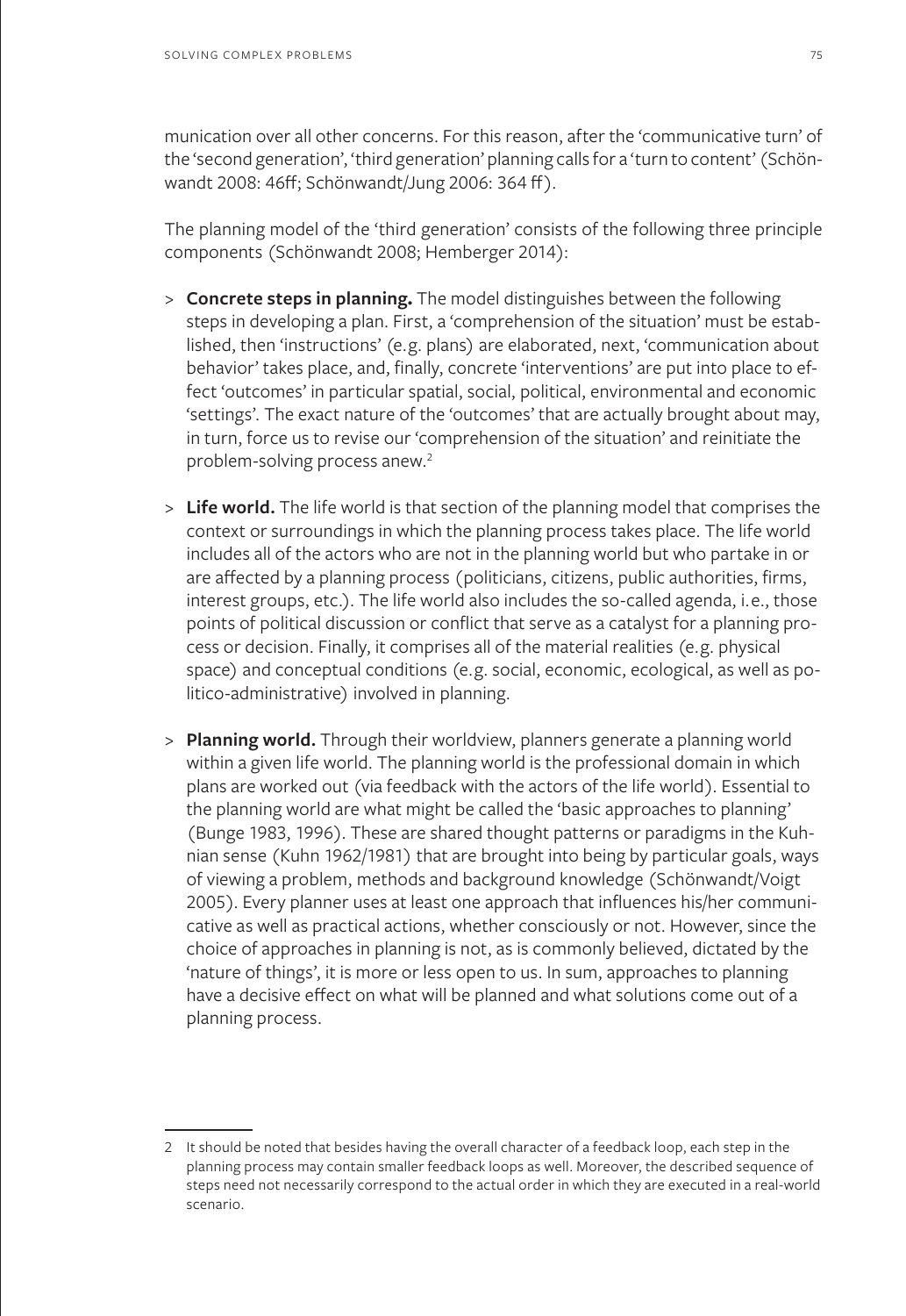munication over all other concerns. For this reason, after the 'communicative turn' of the 'second generation', 'third generation' planning calls for a 'turn to content' (Schönwandt 2008: 46ff; Schönwandt/Jung 2006: 364 ff).

The planning model of the 'third generation' consists of the following three principle components (Schönwandt 2008; Hemberger 2014):

> **Concrete steps in planning.** The model distinguishes between the following steps in developing a plan. First, a 'comprehension of the situation' must be established, then 'instructions' (e.g. plans) are elaborated, next, 'communication about behavior' takes place, and, finally, concrete 'interventions' are put into place to effect 'outcomes' in particular spatial, social, political, environmental and economic 'settings'. The exact nature of the 'outcomes' that are actually brought about may, in turn, force us to revise our 'comprehension of the situation' and reinitiate the problem-solving process anew.[2]

> **Life world.** The life world is that section of the planning model that comprises the context or surroundings in which the planning process takes place. The life world includes all of the actors who are not in the planning world but who partake in or are affected by a planning process (politicians, citizens, public authorities, firms, interest groups, etc.). The life world also includes the so-called agenda, i.e., those points of political discussion or conflict that serve as a catalyst for a planning process or decision. Finally, it comprises all of the material realities (e.g. physical space) and conceptual conditions (e.g. social, economic, ecological, as well as politico-administrative) involved in planning.

> **Planning world.** Through their worldview, planners generate a planning world within a given life world. The planning world is the professional domain in which plans are worked out (via feedback with the actors of the life world). Essential to the planning world are what might be called the 'basic approaches to planning' (Bunge 1983, 1996). These are shared thought patterns or paradigms in the Kuhnian sense (Kuhn 1962/1981) that are brought into being by particular goals, ways of viewing a problem, methods and background knowledge (Schönwandt/Voigt 2005). Every planner uses at least one approach that influences his/her communicative as well as practical actions, whether consciously or not. However, since the choice of approaches in planning is not, as is commonly believed, dictated by the 'nature of things', it is more or less open to us. In sum, approaches to planning have a decisive effect on what will be planned and what solutions come out of a planning process.

---

2 It should be noted that besides having the overall character of a feedback loop, each step in the planning process may contain smaller feedback loops as well. Moreover, the described sequence of steps need not necessarily correspond to the actual order in which they are executed in a real-world scenario.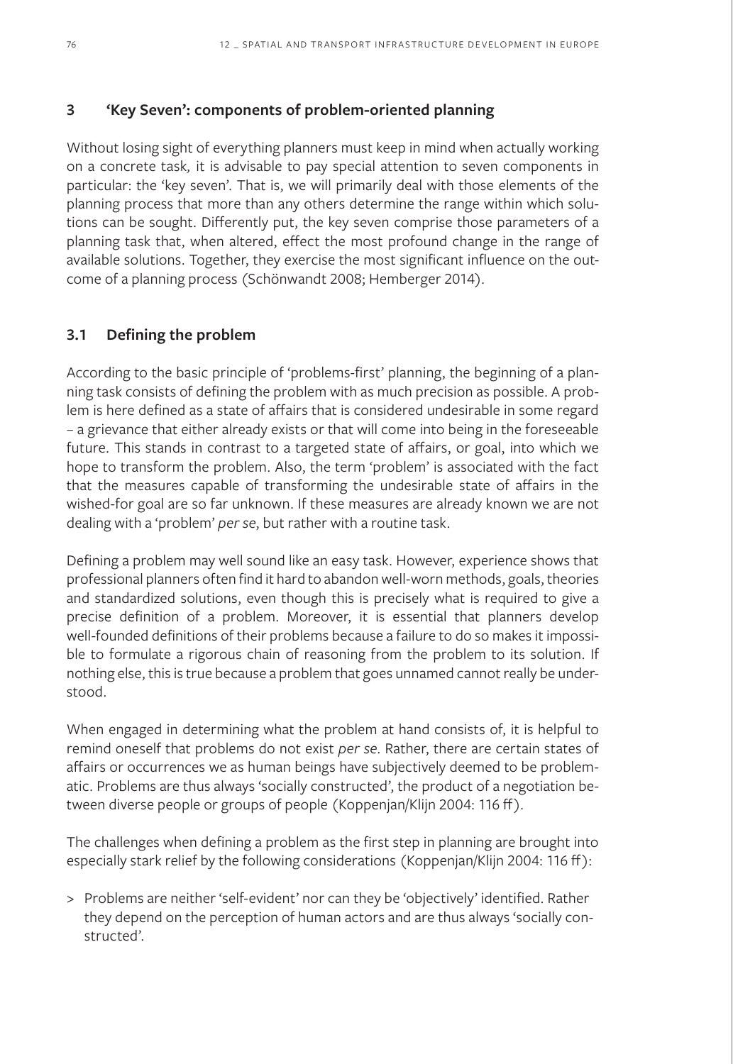## 3 'Key Seven': components of problem-oriented planning

Without losing sight of everything planners must keep in mind when actually working on a concrete task, it is advisable to pay special attention to seven components in particular: the 'key seven'. That is, we will primarily deal with those elements of the planning process that more than any others determine the range within which solutions can be sought. Differently put, the key seven comprise those parameters of a planning task that, when altered, effect the most profound change in the range of available solutions. Together, they exercise the most significant influence on the outcome of a planning process (Schönwandt 2008; Hemberger 2014).

### 3.1 Defining the problem

According to the basic principle of 'problems-first' planning, the beginning of a planning task consists of defining the problem with as much precision as possible. A problem is here defined as a state of affairs that is considered undesirable in some regard – a grievance that either already exists or that will come into being in the foreseeable future. This stands in contrast to a targeted state of affairs, or goal, into which we hope to transform the problem. Also, the term 'problem' is associated with the fact that the measures capable of transforming the undesirable state of affairs in the wished-for goal are so far unknown. If these measures are already known we are not dealing with a 'problem' *per se*, but rather with a routine task.

Defining a problem may well sound like an easy task. However, experience shows that professional planners often find it hard to abandon well-worn methods, goals, theories and standardized solutions, even though this is precisely what is required to give a precise definition of a problem. Moreover, it is essential that planners develop well-founded definitions of their problems because a failure to do so makes it impossible to formulate a rigorous chain of reasoning from the problem to its solution. If nothing else, this is true because a problem that goes unnamed cannot really be understood.

When engaged in determining what the problem at hand consists of, it is helpful to remind oneself that problems do not exist *per se*. Rather, there are certain states of affairs or occurrences we as human beings have subjectively deemed to be problematic. Problems are thus always 'socially constructed', the product of a negotiation between diverse people or groups of people (Koppenjan/Klijn 2004: 116 ff).

The challenges when defining a problem as the first step in planning are brought into especially stark relief by the following considerations (Koppenjan/Klijn 2004: 116 ff):

> Problems are neither 'self-evident' nor can they be 'objectively' identified. Rather they depend on the perception of human actors and are thus always 'socially constructed'.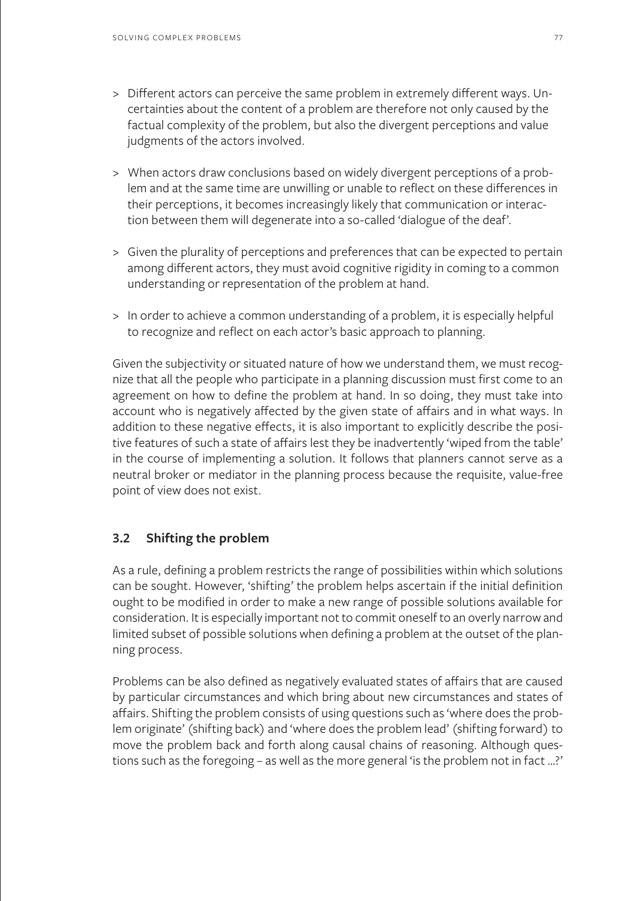- Different actors can perceive the same problem in extremely different ways. Uncertainties about the content of a problem are therefore not only caused by the factual complexity of the problem, but also the divergent perceptions and value judgments of the actors involved.
- When actors draw conclusions based on widely divergent perceptions of a problem and at the same time are unwilling or unable to reflect on these differences in their perceptions, it becomes increasingly likely that communication or interaction between them will degenerate into a so-called 'dialogue of the deaf'.
- Given the plurality of perceptions and preferences that can be expected to pertain among different actors, they must avoid cognitive rigidity in coming to a common understanding or representation of the problem at hand.
- In order to achieve a common understanding of a problem, it is especially helpful to recognize and reflect on each actor's basic approach to planning.

Given the subjectivity or situated nature of how we understand them, we must recognize that all the people who participate in a planning discussion must first come to an agreement on how to define the problem at hand. In so doing, they must take into account who is negatively affected by the given state of affairs and in what ways. In addition to these negative effects, it is also important to explicitly describe the positive features of such a state of affairs lest they be inadvertently 'wiped from the table' in the course of implementing a solution. It follows that planners cannot serve as a neutral broker or mediator in the planning process because the requisite, value-free point of view does not exist.

### 3.2 Shifting the problem

As a rule, defining a problem restricts the range of possibilities within which solutions can be sought. However, 'shifting' the problem helps ascertain if the initial definition ought to be modified in order to make a new range of possible solutions available for consideration. It is especially important not to commit oneself to an overly narrow and limited subset of possible solutions when defining a problem at the outset of the planning process.

Problems can be also defined as negatively evaluated states of affairs that are caused by particular circumstances and which bring about new circumstances and states of affairs. Shifting the problem consists of using questions such as 'where does the problem originate' (shifting back) and 'where does the problem lead' (shifting forward) to move the problem back and forth along causal chains of reasoning. Although questions such as the foregoing – as well as the more general 'is the problem not in fact ...?'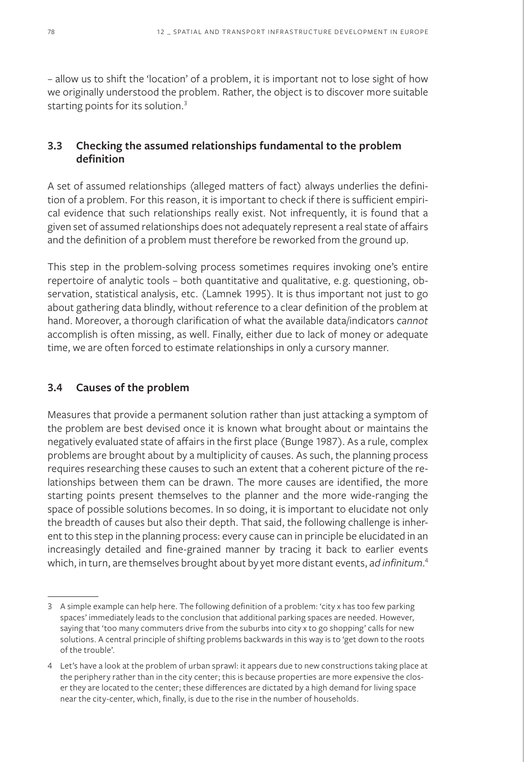– allow us to shift the 'location' of a problem, it is important not to lose sight of how we originally understood the problem. Rather, the object is to discover more suitable starting points for its solution.[3]

### 3.3 Checking the assumed relationships fundamental to the problem definition

A set of assumed relationships (alleged matters of fact) always underlies the definition of a problem. For this reason, it is important to check if there is sufficient empirical evidence that such relationships really exist. Not infrequently, it is found that a given set of assumed relationships does not adequately represent a real state of affairs and the definition of a problem must therefore be reworked from the ground up.

This step in the problem-solving process sometimes requires invoking one's entire repertoire of analytic tools – both quantitative and qualitative, e.g. questioning, observation, statistical analysis, etc. (Lamnek 1995). It is thus important not just to go about gathering data blindly, without reference to a clear definition of the problem at hand. Moreover, a thorough clarification of what the available data/indicators *cannot* accomplish is often missing, as well. Finally, either due to lack of money or adequate time, we are often forced to estimate relationships in only a cursory manner.

### 3.4 Causes of the problem

Measures that provide a permanent solution rather than just attacking a symptom of the problem are best devised once it is known what brought about or maintains the negatively evaluated state of affairs in the first place (Bunge 1987). As a rule, complex problems are brought about by a multiplicity of causes. As such, the planning process requires researching these causes to such an extent that a coherent picture of the relationships between them can be drawn. The more causes are identified, the more starting points present themselves to the planner and the more wide-ranging the space of possible solutions becomes. In so doing, it is important to elucidate not only the breadth of causes but also their depth. That said, the following challenge is inherent to this step in the planning process: every cause can in principle be elucidated in an increasingly detailed and fine-grained manner by tracing it back to earlier events which, in turn, are themselves brought about by yet more distant events, *ad infinitum*.[4]

---

[3] A simple example can help here. The following definition of a problem: 'city x has too few parking spaces' immediately leads to the conclusion that additional parking spaces are needed. However, saying that 'too many commuters drive from the suburbs into city x to go shopping' calls for new solutions. A central principle of shifting problems backwards in this way is to 'get down to the roots of the trouble'.

[4] Let's have a look at the problem of urban sprawl: it appears due to new constructions taking place at the periphery rather than in the city center; this is because properties are more expensive the closer they are located to the center; these differences are dictated by a high demand for living space near the city-center, which, finally, is due to the rise in the number of households.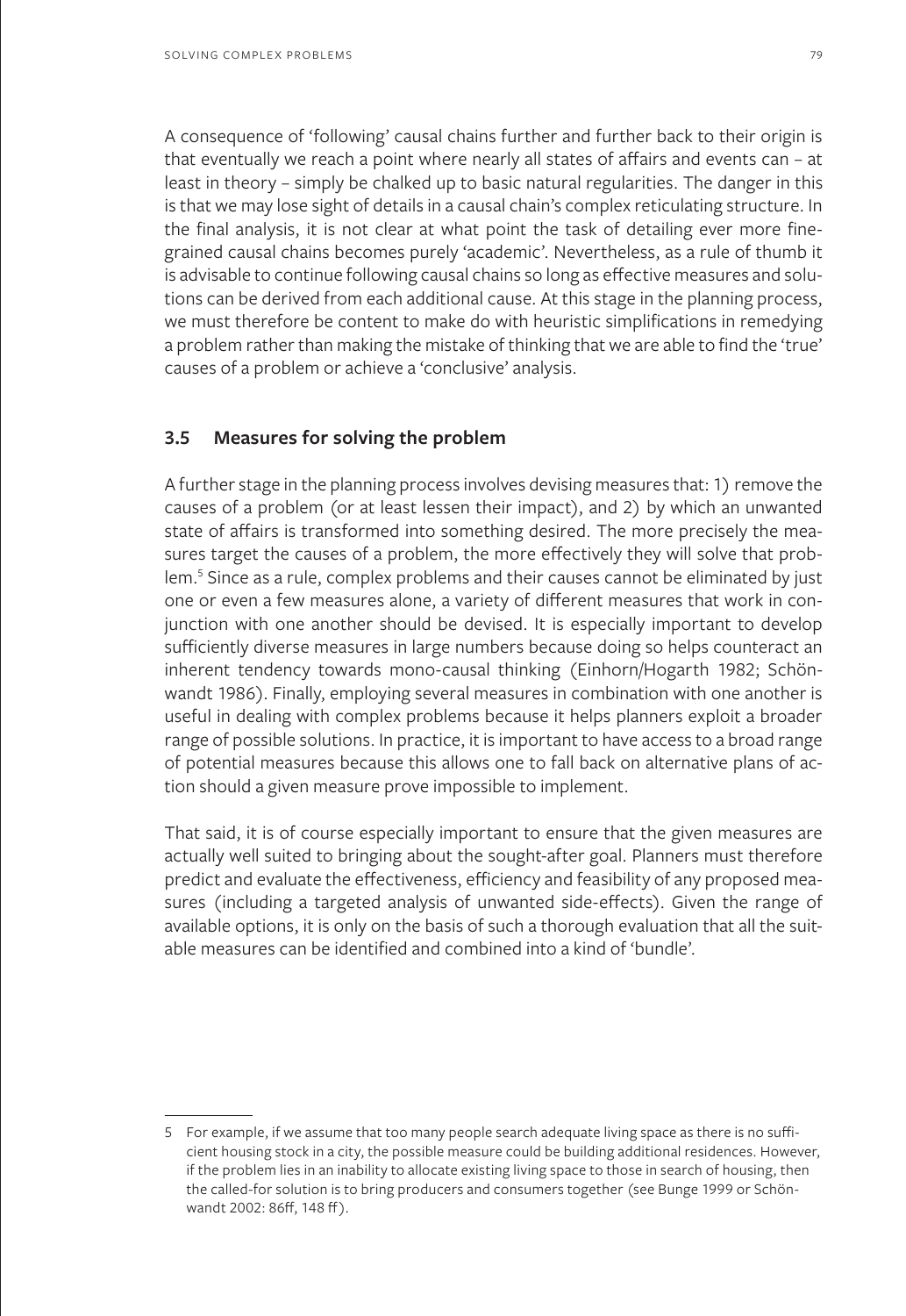A consequence of 'following' causal chains further and further back to their origin is that eventually we reach a point where nearly all states of affairs and events can – at least in theory – simply be chalked up to basic natural regularities. The danger in this is that we may lose sight of details in a causal chain's complex reticulating structure. In the final analysis, it is not clear at what point the task of detailing ever more fine-grained causal chains becomes purely 'academic'. Nevertheless, as a rule of thumb it is advisable to continue following causal chains so long as effective measures and solutions can be derived from each additional cause. At this stage in the planning process, we must therefore be content to make do with heuristic simplifications in remedying a problem rather than making the mistake of thinking that we are able to find the 'true' causes of a problem or achieve a 'conclusive' analysis.

### 3.5 Measures for solving the problem

A further stage in the planning process involves devising measures that: 1) remove the causes of a problem (or at least lessen their impact), and 2) by which an unwanted state of affairs is transformed into something desired. The more precisely the measures target the causes of a problem, the more effectively they will solve that problem.[5] Since as a rule, complex problems and their causes cannot be eliminated by just one or even a few measures alone, a variety of different measures that work in conjunction with one another should be devised. It is especially important to develop sufficiently diverse measures in large numbers because doing so helps counteract an inherent tendency towards mono-causal thinking (Einhorn/Hogarth 1982; Schönwandt 1986). Finally, employing several measures in combination with one another is useful in dealing with complex problems because it helps planners exploit a broader range of possible solutions. In practice, it is important to have access to a broad range of potential measures because this allows one to fall back on alternative plans of action should a given measure prove impossible to implement.

That said, it is of course especially important to ensure that the given measures are actually well suited to bringing about the sought-after goal. Planners must therefore predict and evaluate the effectiveness, efficiency and feasibility of any proposed measures (including a targeted analysis of unwanted side-effects). Given the range of available options, it is only on the basis of such a thorough evaluation that all the suitable measures can be identified and combined into a kind of 'bundle'.

---

5 For example, if we assume that too many people search adequate living space as there is no sufficient housing stock in a city, the possible measure could be building additional residences. However, if the problem lies in an inability to allocate existing living space to those in search of housing, then the called-for solution is to bring producers and consumers together (see Bunge 1999 or Schönwandt 2002: 86ff, 148 ff).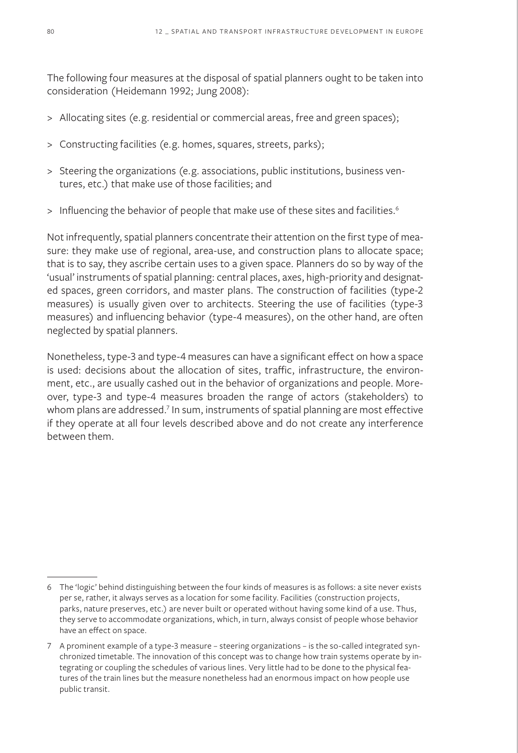The following four measures at the disposal of spatial planners ought to be taken into consideration (Heidemann 1992; Jung 2008):

> Allocating sites (e.g. residential or commercial areas, free and green spaces);

> Constructing facilities (e.g. homes, squares, streets, parks);

> Steering the organizations (e.g. associations, public institutions, business ventures, etc.) that make use of those facilities; and

> Influencing the behavior of people that make use of these sites and facilities.[6]

Not infrequently, spatial planners concentrate their attention on the first type of measure: they make use of regional, area-use, and construction plans to allocate space; that is to say, they ascribe certain uses to a given space. Planners do so by way of the 'usual' instruments of spatial planning: central places, axes, high-priority and designated spaces, green corridors, and master plans. The construction of facilities (type-2 measures) is usually given over to architects. Steering the use of facilities (type-3 measures) and influencing behavior (type-4 measures), on the other hand, are often neglected by spatial planners.

Nonetheless, type-3 and type-4 measures can have a significant effect on how a space is used: decisions about the allocation of sites, traffic, infrastructure, the environment, etc., are usually cashed out in the behavior of organizations and people. Moreover, type-3 and type-4 measures broaden the range of actors (stakeholders) to whom plans are addressed.[7] In sum, instruments of spatial planning are most effective if they operate at all four levels described above and do not create any interference between them.

---

6 The 'logic' behind distinguishing between the four kinds of measures is as follows: a site never exists per se, rather, it always serves as a location for some facility. Facilities (construction projects, parks, nature preserves, etc.) are never built or operated without having some kind of a use. Thus, they serve to accommodate organizations, which, in turn, always consist of people whose behavior have an effect on space.

7 A prominent example of a type-3 measure – steering organizations – is the so-called integrated synchronized timetable. The innovation of this concept was to change how train systems operate by integrating or coupling the schedules of various lines. Very little had to be done to the physical features of the train lines but the measure nonetheless had an enormous impact on how people use public transit.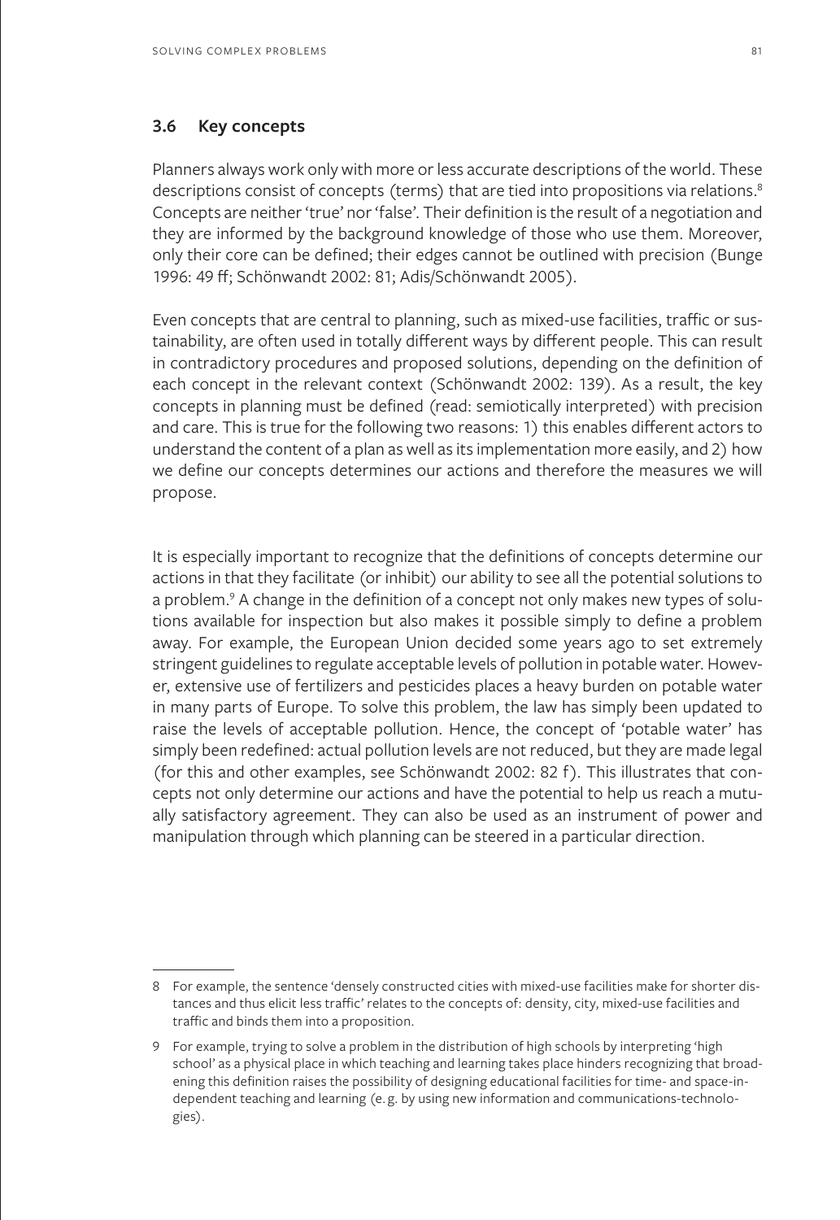### 3.6 Key concepts

Planners always work only with more or less accurate descriptions of the world. These descriptions consist of concepts (terms) that are tied into propositions via relations.[8] Concepts are neither 'true' nor 'false'. Their definition is the result of a negotiation and they are informed by the background knowledge of those who use them. Moreover, only their core can be defined; their edges cannot be outlined with precision (Bunge 1996: 49 ff; Schönwandt 2002: 81; Adis/Schönwandt 2005).

Even concepts that are central to planning, such as mixed-use facilities, traffic or sustainability, are often used in totally different ways by different people. This can result in contradictory procedures and proposed solutions, depending on the definition of each concept in the relevant context (Schönwandt 2002: 139). As a result, the key concepts in planning must be defined (read: semiotically interpreted) with precision and care. This is true for the following two reasons: 1) this enables different actors to understand the content of a plan as well as its implementation more easily, and 2) how we define our concepts determines our actions and therefore the measures we will propose.

It is especially important to recognize that the definitions of concepts determine our actions in that they facilitate (or inhibit) our ability to see all the potential solutions to a problem.[9] A change in the definition of a concept not only makes new types of solutions available for inspection but also makes it possible simply to define a problem away. For example, the European Union decided some years ago to set extremely stringent guidelines to regulate acceptable levels of pollution in potable water. However, extensive use of fertilizers and pesticides places a heavy burden on potable water in many parts of Europe. To solve this problem, the law has simply been updated to raise the levels of acceptable pollution. Hence, the concept of 'potable water' has simply been redefined: actual pollution levels are not reduced, but they are made legal (for this and other examples, see Schönwandt 2002: 82 f). This illustrates that concepts not only determine our actions and have the potential to help us reach a mutually satisfactory agreement. They can also be used as an instrument of power and manipulation through which planning can be steered in a particular direction.

---

8 For example, the sentence 'densely constructed cities with mixed-use facilities make for shorter distances and thus elicit less traffic' relates to the concepts of: density, city, mixed-use facilities and traffic and binds them into a proposition.

9 For example, trying to solve a problem in the distribution of high schools by interpreting 'high school' as a physical place in which teaching and learning takes place hinders recognizing that broadening this definition raises the possibility of designing educational facilities for time- and space-independent teaching and learning (e.g. by using new information and communications-technologies).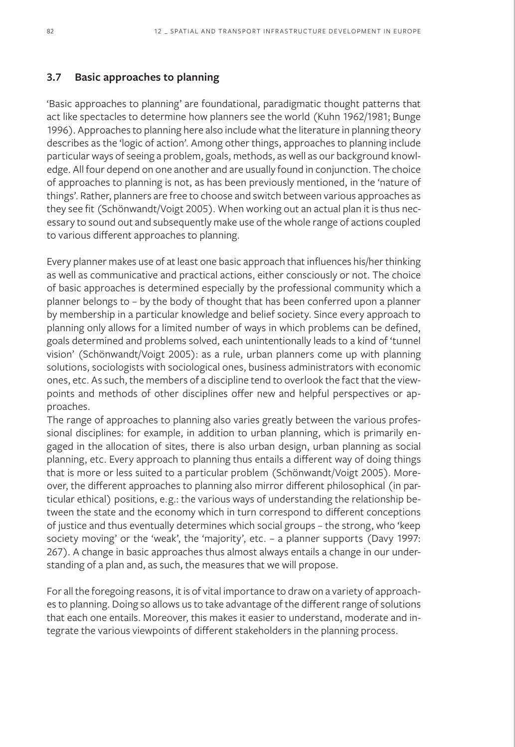## 3.7 Basic approaches to planning

'Basic approaches to planning' are foundational, paradigmatic thought patterns that act like spectacles to determine how planners see the world (Kuhn 1962/1981; Bunge 1996). Approaches to planning here also include what the literature in planning theory describes as the 'logic of action'. Among other things, approaches to planning include particular ways of seeing a problem, goals, methods, as well as our background knowledge. All four depend on one another and are usually found in conjunction. The choice of approaches to planning is not, as has been previously mentioned, in the 'nature of things'. Rather, planners are free to choose and switch between various approaches as they see fit (Schönwandt/Voigt 2005). When working out an actual plan it is thus necessary to sound out and subsequently make use of the whole range of actions coupled to various different approaches to planning.

Every planner makes use of at least one basic approach that influences his/her thinking as well as communicative and practical actions, either consciously or not. The choice of basic approaches is determined especially by the professional community which a planner belongs to – by the body of thought that has been conferred upon a planner by membership in a particular knowledge and belief society. Since every approach to planning only allows for a limited number of ways in which problems can be defined, goals determined and problems solved, each unintentionally leads to a kind of 'tunnel vision' (Schönwandt/Voigt 2005): as a rule, urban planners come up with planning solutions, sociologists with sociological ones, business administrators with economic ones, etc. As such, the members of a discipline tend to overlook the fact that the viewpoints and methods of other disciplines offer new and helpful perspectives or approaches.

The range of approaches to planning also varies greatly between the various professional disciplines: for example, in addition to urban planning, which is primarily engaged in the allocation of sites, there is also urban design, urban planning as social planning, etc. Every approach to planning thus entails a different way of doing things that is more or less suited to a particular problem (Schönwandt/Voigt 2005). Moreover, the different approaches to planning also mirror different philosophical (in particular ethical) positions, e.g.: the various ways of understanding the relationship between the state and the economy which in turn correspond to different conceptions of justice and thus eventually determines which social groups – the strong, who 'keep society moving' or the 'weak', the 'majority', etc. – a planner supports (Davy 1997: 267). A change in basic approaches thus almost always entails a change in our understanding of a plan and, as such, the measures that we will propose.

For all the foregoing reasons, it is of vital importance to draw on a variety of approaches to planning. Doing so allows us to take advantage of the different range of solutions that each one entails. Moreover, this makes it easier to understand, moderate and integrate the various viewpoints of different stakeholders in the planning process.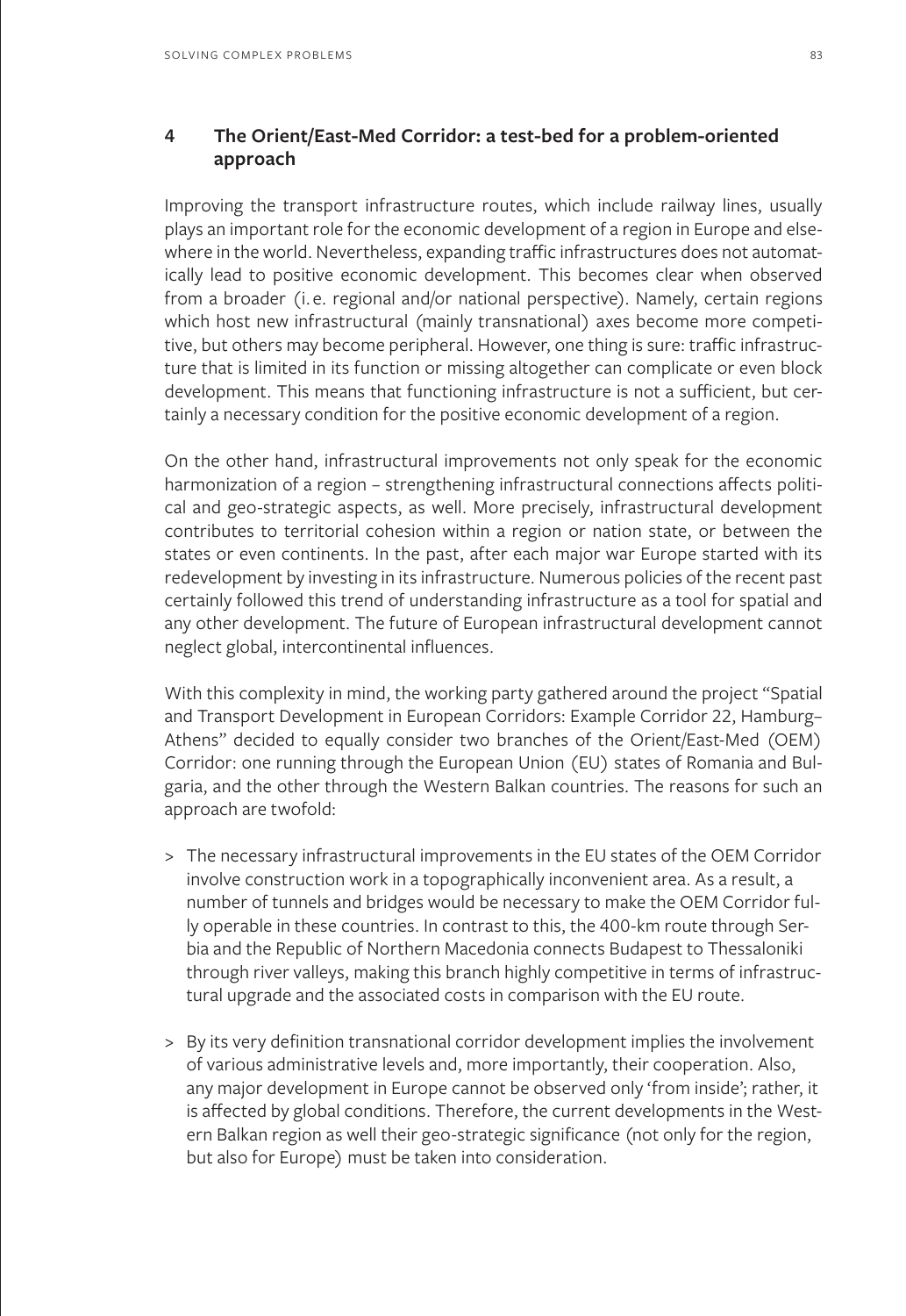## 4 The Orient/East-Med Corridor: a test-bed for a problem-oriented approach

Improving the transport infrastructure routes, which include railway lines, usually plays an important role for the economic development of a region in Europe and elsewhere in the world. Nevertheless, expanding traffic infrastructures does not automatically lead to positive economic development. This becomes clear when observed from a broader (i. e. regional and/or national perspective). Namely, certain regions which host new infrastructural (mainly transnational) axes become more competitive, but others may become peripheral. However, one thing is sure: traffic infrastructure that is limited in its function or missing altogether can complicate or even block development. This means that functioning infrastructure is not a sufficient, but certainly a necessary condition for the positive economic development of a region.

On the other hand, infrastructural improvements not only speak for the economic harmonization of a region – strengthening infrastructural connections affects political and geo-strategic aspects, as well. More precisely, infrastructural development contributes to territorial cohesion within a region or nation state, or between the states or even continents. In the past, after each major war Europe started with its redevelopment by investing in its infrastructure. Numerous policies of the recent past certainly followed this trend of understanding infrastructure as a tool for spatial and any other development. The future of European infrastructural development cannot neglect global, intercontinental influences.

With this complexity in mind, the working party gathered around the project "Spatial and Transport Development in European Corridors: Example Corridor 22, Hamburg–Athens" decided to equally consider two branches of the Orient/East-Med (OEM) Corridor: one running through the European Union (EU) states of Romania and Bulgaria, and the other through the Western Balkan countries. The reasons for such an approach are twofold:

> The necessary infrastructural improvements in the EU states of the OEM Corridor involve construction work in a topographically inconvenient area. As a result, a number of tunnels and bridges would be necessary to make the OEM Corridor fully operable in these countries. In contrast to this, the 400-km route through Serbia and the Republic of Northern Macedonia connects Budapest to Thessaloniki through river valleys, making this branch highly competitive in terms of infrastructural upgrade and the associated costs in comparison with the EU route.

> By its very definition transnational corridor development implies the involvement of various administrative levels and, more importantly, their cooperation. Also, any major development in Europe cannot be observed only 'from inside'; rather, it is affected by global conditions. Therefore, the current developments in the Western Balkan region as well their geo-strategic significance (not only for the region, but also for Europe) must be taken into consideration.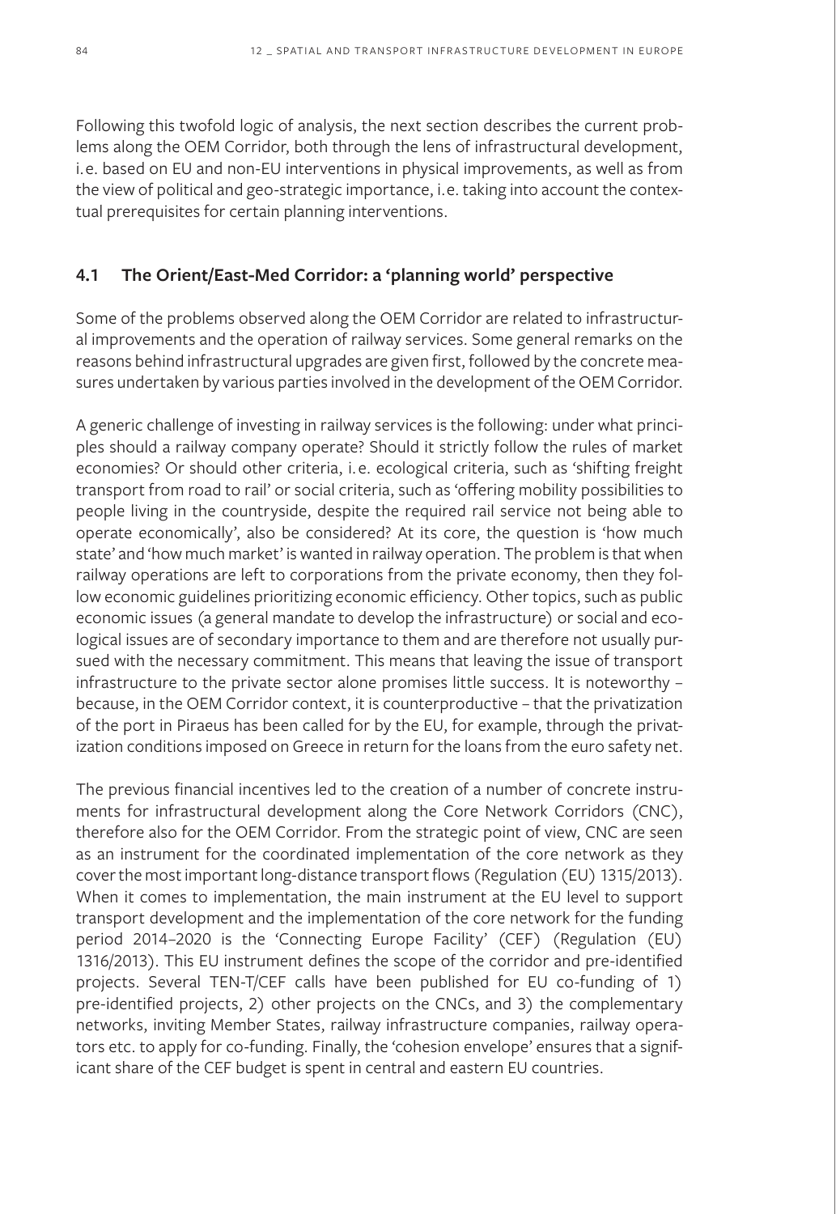Following this twofold logic of analysis, the next section describes the current problems along the OEM Corridor, both through the lens of infrastructural development, i.e. based on EU and non-EU interventions in physical improvements, as well as from the view of political and geo-strategic importance, i.e. taking into account the contextual prerequisites for certain planning interventions.

### 4.1 The Orient/East-Med Corridor: a 'planning world' perspective

Some of the problems observed along the OEM Corridor are related to infrastructural improvements and the operation of railway services. Some general remarks on the reasons behind infrastructural upgrades are given first, followed by the concrete measures undertaken by various parties involved in the development of the OEM Corridor.

A generic challenge of investing in railway services is the following: under what principles should a railway company operate? Should it strictly follow the rules of market economies? Or should other criteria, i.e. ecological criteria, such as 'shifting freight transport from road to rail' or social criteria, such as 'offering mobility possibilities to people living in the countryside, despite the required rail service not being able to operate economically', also be considered? At its core, the question is 'how much state' and 'how much market' is wanted in railway operation. The problem is that when railway operations are left to corporations from the private economy, then they follow economic guidelines prioritizing economic efficiency. Other topics, such as public economic issues (a general mandate to develop the infrastructure) or social and ecological issues are of secondary importance to them and are therefore not usually pursued with the necessary commitment. This means that leaving the issue of transport infrastructure to the private sector alone promises little success. It is noteworthy – because, in the OEM Corridor context, it is counterproductive – that the privatization of the port in Piraeus has been called for by the EU, for example, through the privatization conditions imposed on Greece in return for the loans from the euro safety net.

The previous financial incentives led to the creation of a number of concrete instruments for infrastructural development along the Core Network Corridors (CNC), therefore also for the OEM Corridor. From the strategic point of view, CNC are seen as an instrument for the coordinated implementation of the core network as they cover the most important long-distance transport flows (Regulation (EU) 1315/2013). When it comes to implementation, the main instrument at the EU level to support transport development and the implementation of the core network for the funding period 2014–2020 is the 'Connecting Europe Facility' (CEF) (Regulation (EU) 1316/2013). This EU instrument defines the scope of the corridor and pre-identified projects. Several TEN-T/CEF calls have been published for EU co-funding of 1) pre-identified projects, 2) other projects on the CNCs, and 3) the complementary networks, inviting Member States, railway infrastructure companies, railway operators etc. to apply for co-funding. Finally, the 'cohesion envelope' ensures that a significant share of the CEF budget is spent in central and eastern EU countries.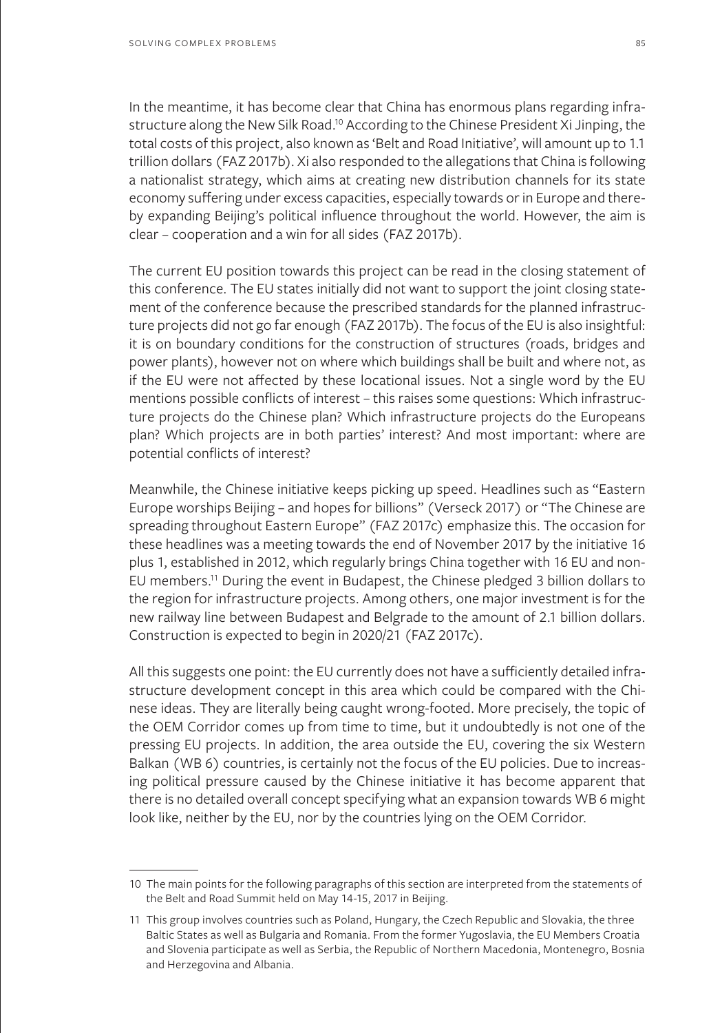In the meantime, it has become clear that China has enormous plans regarding infrastructure along the New Silk Road.[10] According to the Chinese President Xi Jinping, the total costs of this project, also known as 'Belt and Road Initiative', will amount up to 1.1 trillion dollars (FAZ 2017b). Xi also responded to the allegations that China is following a nationalist strategy, which aims at creating new distribution channels for its state economy suffering under excess capacities, especially towards or in Europe and thereby expanding Beijing's political influence throughout the world. However, the aim is clear – cooperation and a win for all sides (FAZ 2017b).

The current EU position towards this project can be read in the closing statement of this conference. The EU states initially did not want to support the joint closing statement of the conference because the prescribed standards for the planned infrastructure projects did not go far enough (FAZ 2017b). The focus of the EU is also insightful: it is on boundary conditions for the construction of structures (roads, bridges and power plants), however not on where which buildings shall be built and where not, as if the EU were not affected by these locational issues. Not a single word by the EU mentions possible conflicts of interest – this raises some questions: Which infrastructure projects do the Chinese plan? Which infrastructure projects do the Europeans plan? Which projects are in both parties' interest? And most important: where are potential conflicts of interest?

Meanwhile, the Chinese initiative keeps picking up speed. Headlines such as "Eastern Europe worships Beijing – and hopes for billions" (Verseck 2017) or "The Chinese are spreading throughout Eastern Europe" (FAZ 2017c) emphasize this. The occasion for these headlines was a meeting towards the end of November 2017 by the initiative 16 plus 1, established in 2012, which regularly brings China together with 16 EU and non-EU members.[11] During the event in Budapest, the Chinese pledged 3 billion dollars to the region for infrastructure projects. Among others, one major investment is for the new railway line between Budapest and Belgrade to the amount of 2.1 billion dollars. Construction is expected to begin in 2020/21 (FAZ 2017c).

All this suggests one point: the EU currently does not have a sufficiently detailed infrastructure development concept in this area which could be compared with the Chinese ideas. They are literally being caught wrong-footed. More precisely, the topic of the OEM Corridor comes up from time to time, but it undoubtedly is not one of the pressing EU projects. In addition, the area outside the EU, covering the six Western Balkan (WB 6) countries, is certainly not the focus of the EU policies. Due to increasing political pressure caused by the Chinese initiative it has become apparent that there is no detailed overall concept specifying what an expansion towards WB 6 might look like, neither by the EU, nor by the countries lying on the OEM Corridor.

---

10 The main points for the following paragraphs of this section are interpreted from the statements of the Belt and Road Summit held on May 14-15, 2017 in Beijing.

11 This group involves countries such as Poland, Hungary, the Czech Republic and Slovakia, the three Baltic States as well as Bulgaria and Romania. From the former Yugoslavia, the EU Members Croatia and Slovenia participate as well as Serbia, the Republic of Northern Macedonia, Montenegro, Bosnia and Herzegovina and Albania.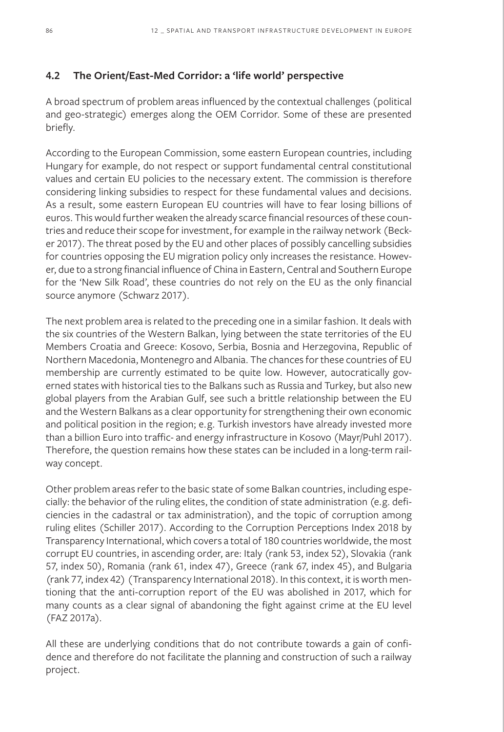## 4.2 The Orient/East-Med Corridor: a 'life world' perspective

A broad spectrum of problem areas influenced by the contextual challenges (political and geo-strategic) emerges along the OEM Corridor. Some of these are presented briefly.

According to the European Commission, some eastern European countries, including Hungary for example, do not respect or support fundamental central constitutional values and certain EU policies to the necessary extent. The commission is therefore considering linking subsidies to respect for these fundamental values and decisions. As a result, some eastern European EU countries will have to fear losing billions of euros. This would further weaken the already scarce financial resources of these countries and reduce their scope for investment, for example in the railway network (Becker 2017). The threat posed by the EU and other places of possibly cancelling subsidies for countries opposing the EU migration policy only increases the resistance. However, due to a strong financial influence of China in Eastern, Central and Southern Europe for the 'New Silk Road', these countries do not rely on the EU as the only financial source anymore (Schwarz 2017).

The next problem area is related to the preceding one in a similar fashion. It deals with the six countries of the Western Balkan, lying between the state territories of the EU Members Croatia and Greece: Kosovo, Serbia, Bosnia and Herzegovina, Republic of Northern Macedonia, Montenegro and Albania. The chances for these countries of EU membership are currently estimated to be quite low. However, autocratically governed states with historical ties to the Balkans such as Russia and Turkey, but also new global players from the Arabian Gulf, see such a brittle relationship between the EU and the Western Balkans as a clear opportunity for strengthening their own economic and political position in the region; e.g. Turkish investors have already invested more than a billion Euro into traffic- and energy infrastructure in Kosovo (Mayr/Puhl 2017). Therefore, the question remains how these states can be included in a long-term railway concept.

Other problem areas refer to the basic state of some Balkan countries, including especially: the behavior of the ruling elites, the condition of state administration (e.g. deficiencies in the cadastral or tax administration), and the topic of corruption among ruling elites (Schiller 2017). According to the Corruption Perceptions Index 2018 by Transparency International, which covers a total of 180 countries worldwide, the most corrupt EU countries, in ascending order, are: Italy (rank 53, index 52), Slovakia (rank 57, index 50), Romania (rank 61, index 47), Greece (rank 67, index 45), and Bulgaria (rank 77, index 42) (Transparency International 2018). In this context, it is worth mentioning that the anti-corruption report of the EU was abolished in 2017, which for many counts as a clear signal of abandoning the fight against crime at the EU level (FAZ 2017a).

All these are underlying conditions that do not contribute towards a gain of confidence and therefore do not facilitate the planning and construction of such a railway project.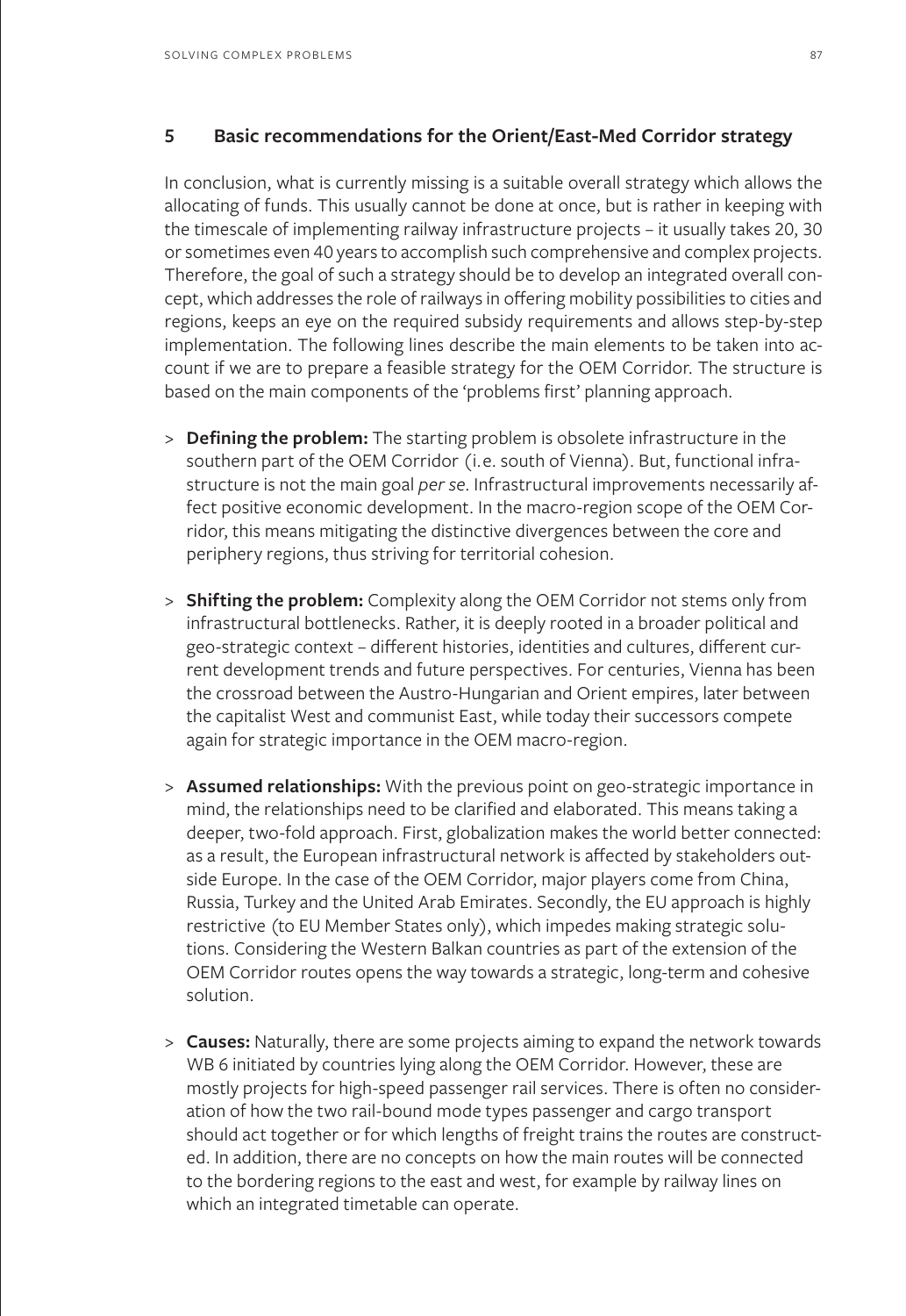## 5 Basic recommendations for the Orient/East-Med Corridor strategy

In conclusion, what is currently missing is a suitable overall strategy which allows the allocating of funds. This usually cannot be done at once, but is rather in keeping with the timescale of implementing railway infrastructure projects – it usually takes 20, 30 or sometimes even 40 years to accomplish such comprehensive and complex projects. Therefore, the goal of such a strategy should be to develop an integrated overall concept, which addresses the role of railways in offering mobility possibilities to cities and regions, keeps an eye on the required subsidy requirements and allows step-by-step implementation. The following lines describe the main elements to be taken into account if we are to prepare a feasible strategy for the OEM Corridor. The structure is based on the main components of the 'problems first' planning approach.

> **Defining the problem:** The starting problem is obsolete infrastructure in the southern part of the OEM Corridor (i.e. south of Vienna). But, functional infrastructure is not the main goal *per se*. Infrastructural improvements necessarily affect positive economic development. In the macro-region scope of the OEM Corridor, this means mitigating the distinctive divergences between the core and periphery regions, thus striving for territorial cohesion.

> **Shifting the problem:** Complexity along the OEM Corridor not stems only from infrastructural bottlenecks. Rather, it is deeply rooted in a broader political and geo-strategic context – different histories, identities and cultures, different current development trends and future perspectives. For centuries, Vienna has been the crossroad between the Austro-Hungarian and Orient empires, later between the capitalist West and communist East, while today their successors compete again for strategic importance in the OEM macro-region.

> **Assumed relationships:** With the previous point on geo-strategic importance in mind, the relationships need to be clarified and elaborated. This means taking a deeper, two-fold approach. First, globalization makes the world better connected: as a result, the European infrastructural network is affected by stakeholders outside Europe. In the case of the OEM Corridor, major players come from China, Russia, Turkey and the United Arab Emirates. Secondly, the EU approach is highly restrictive (to EU Member States only), which impedes making strategic solutions. Considering the Western Balkan countries as part of the extension of the OEM Corridor routes opens the way towards a strategic, long-term and cohesive solution.

> **Causes:** Naturally, there are some projects aiming to expand the network towards WB 6 initiated by countries lying along the OEM Corridor. However, these are mostly projects for high-speed passenger rail services. There is often no consideration of how the two rail-bound mode types passenger and cargo transport should act together or for which lengths of freight trains the routes are constructed. In addition, there are no concepts on how the main routes will be connected to the bordering regions to the east and west, for example by railway lines on which an integrated timetable can operate.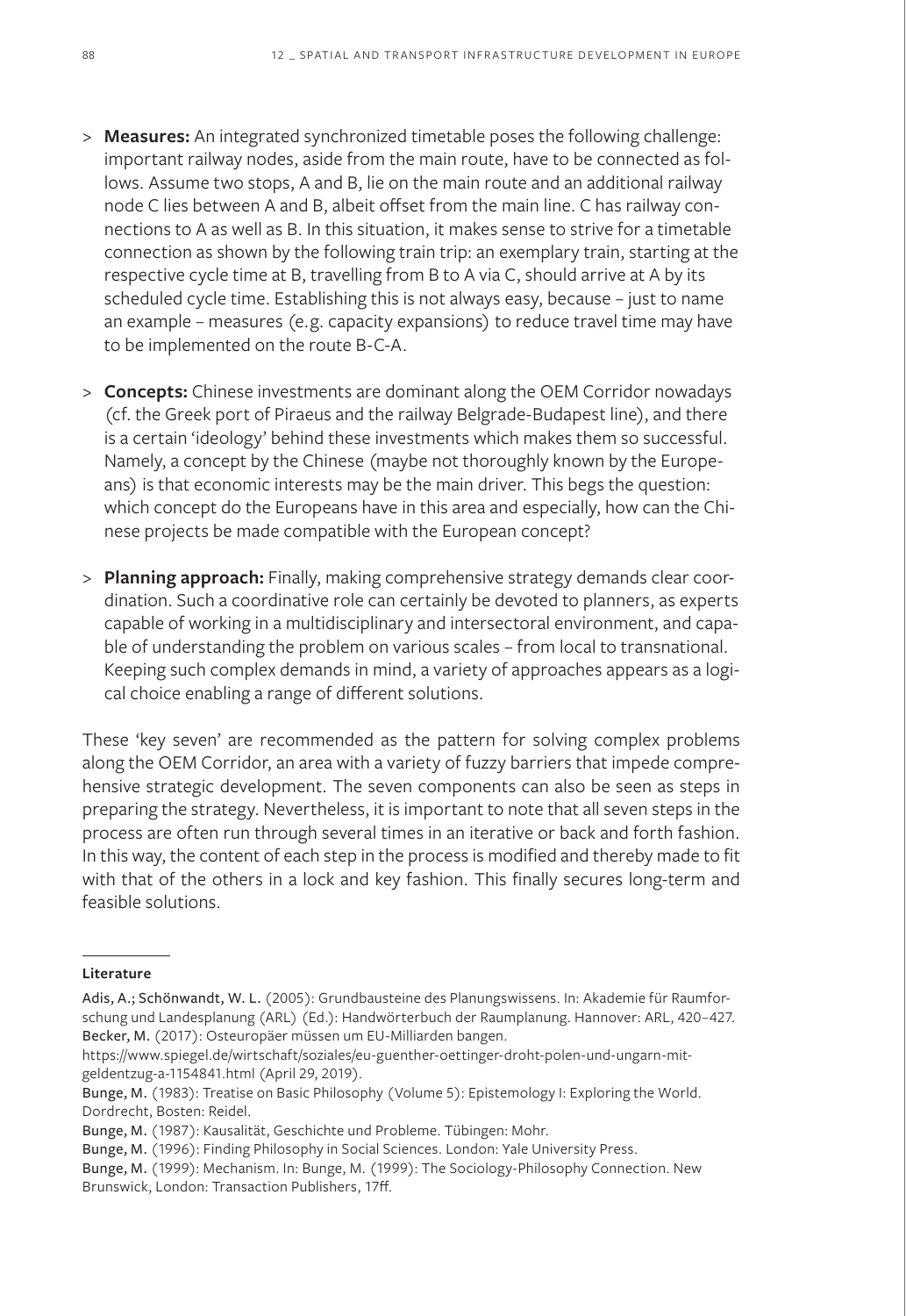- **Measures:** An integrated synchronized timetable poses the following challenge: important railway nodes, aside from the main route, have to be connected as follows. Assume two stops, A and B, lie on the main route and an additional railway node C lies between A and B, albeit offset from the main line. C has railway connections to A as well as B. In this situation, it makes sense to strive for a timetable connection as shown by the following train trip: an exemplary train, starting at the respective cycle time at B, travelling from B to A via C, should arrive at A by its scheduled cycle time. Establishing this is not always easy, because – just to name an example – measures (e.g. capacity expansions) to reduce travel time may have to be implemented on the route B-C-A.
- **Concepts:** Chinese investments are dominant along the OEM Corridor nowadays (cf. the Greek port of Piraeus and the railway Belgrade-Budapest line), and there is a certain 'ideology' behind these investments which makes them so successful. Namely, a concept by the Chinese (maybe not thoroughly known by the Europeans) is that economic interests may be the main driver. This begs the question: which concept do the Europeans have in this area and especially, how can the Chinese projects be made compatible with the European concept?
- **Planning approach:** Finally, making comprehensive strategy demands clear coordination. Such a coordinative role can certainly be devoted to planners, as experts capable of working in a multidisciplinary and intersectoral environment, and capable of understanding the problem on various scales – from local to transnational. Keeping such complex demands in mind, a variety of approaches appears as a logical choice enabling a range of different solutions.

These 'key seven' are recommended as the pattern for solving complex problems along the OEM Corridor, an area with a variety of fuzzy barriers that impede comprehensive strategic development. The seven components can also be seen as steps in preparing the strategy. Nevertheless, it is important to note that all seven steps in the process are often run through several times in an iterative or back and forth fashion. In this way, the content of each step in the process is modified and thereby made to fit with that of the others in a lock and key fashion. This finally secures long-term and feasible solutions.

## Literature

Adis, A.; Schönwandt, W. L. (2005): Grundbausteine des Planungswissens. In: Akademie für Raumforschung und Landesplanung (ARL) (Ed.): Handwörterbuch der Raumplanung. Hannover: ARL, 420–427.

Becker, M. (2017): Osteuropäer müssen um EU-Milliarden bangen. https://www.spiegel.de/wirtschaft/soziales/eu-guenther-oettinger-droht-polen-und-ungarn-mit-geldentzug-a-1154841.html (April 29, 2019).

Bunge, M. (1983): Treatise on Basic Philosophy (Volume 5): Epistemology I: Exploring the World. Dordrecht, Bosten: Reidel.

Bunge, M. (1987): Kausalität, Geschichte und Probleme. Tübingen: Mohr.

Bunge, M. (1996): Finding Philosophy in Social Sciences. London: Yale University Press.

Bunge, M. (1999): Mechanism. In: Bunge, M. (1999): The Sociology-Philosophy Connection. New Brunswick, London: Transaction Publishers, 17ff.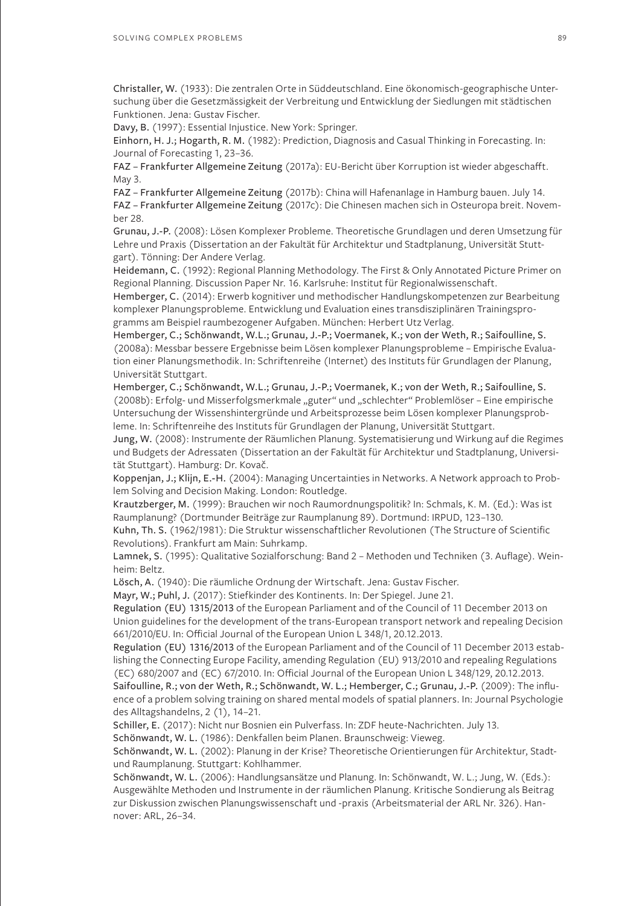**Christaller, W.** (1933): Die zentralen Orte in Süddeutschland. Eine ökonomisch-geographische Untersuchung über die Gesetzmässigkeit der Verbreitung und Entwicklung der Siedlungen mit städtischen Funktionen. Jena: Gustav Fischer.

**Davy, B.** (1997): Essential Injustice. New York: Springer.

**Einhorn, H. J.; Hogarth, R. M.** (1982): Prediction, Diagnosis and Casual Thinking in Forecasting. In: Journal of Forecasting 1, 23–36.

**FAZ – Frankfurter Allgemeine Zeitung** (2017a): EU-Bericht über Korruption ist wieder abgeschafft. May 3.

**FAZ – Frankfurter Allgemeine Zeitung** (2017b): China will Hafenanlage in Hamburg bauen. July 14.

**FAZ – Frankfurter Allgemeine Zeitung** (2017c): Die Chinesen machen sich in Osteuropa breit. November 28.

**Grunau, J.-P.** (2008): Lösen Komplexer Probleme. Theoretische Grundlagen und deren Umsetzung für Lehre und Praxis (Dissertation an der Fakultät für Architektur und Stadtplanung, Universität Stuttgart). Tönning: Der Andere Verlag.

**Heidemann, C.** (1992): Regional Planning Methodology. The First & Only Annotated Picture Primer on Regional Planning. Discussion Paper Nr. 16. Karlsruhe: Institut für Regionalwissenschaft.

**Hemberger, C.** (2014): Erwerb kognitiver und methodischer Handlungskompetenzen zur Bearbeitung komplexer Planungsprobleme. Entwicklung und Evaluation eines transdisziplinären Trainingsprogramms am Beispiel raumbezogener Aufgaben. München: Herbert Utz Verlag.

**Hemberger, C.; Schönwandt, W.L.; Grunau, J.-P.; Voermanek, K.; von der Weth, R.; Saifoulline, S.** (2008a): Messbar bessere Ergebnisse beim Lösen komplexer Planungsprobleme – Empirische Evaluation einer Planungsmethodik. In: Schriftenreihe (Internet) des Instituts für Grundlagen der Planung, Universität Stuttgart.

**Hemberger, C.; Schönwandt, W.L.; Grunau, J.-P.; Voermanek, K.; von der Weth, R.; Saifoulline, S.** (2008b): Erfolg- und Misserfolgsmerkmale „guter" und „schlechter" Problemlöser – Eine empirische Untersuchung der Wissenshintergründe und Arbeitsprozesse beim Lösen komplexer Planungsprobleme. In: Schriftenreihe des Instituts für Grundlagen der Planung, Universität Stuttgart.

**Jung, W.** (2008): Instrumente der Räumlichen Planung. Systematisierung und Wirkung auf die Regimes und Budgets der Adressaten (Dissertation an der Fakultät für Architektur und Stadtplanung, Universität Stuttgart). Hamburg: Dr. Kovač.

**Koppenjan, J.; Klijn, E.-H.** (2004): Managing Uncertainties in Networks. A Network approach to Problem Solving and Decision Making. London: Routledge.

**Krautzberger, M.** (1999): Brauchen wir noch Raumordnungspolitik? In: Schmals, K. M. (Ed.): Was ist Raumplanung? (Dortmunder Beiträge zur Raumplanung 89). Dortmund: IRPUD, 123–130.

**Kuhn, Th. S.** (1962/1981): Die Struktur wissenschaftlicher Revolutionen (The Structure of Scientific Revolutions). Frankfurt am Main: Suhrkamp.

**Lamnek, S.** (1995): Qualitative Sozialforschung: Band 2 – Methoden und Techniken (3. Auflage). Weinheim: Beltz.

**Lösch, A.** (1940): Die räumliche Ordnung der Wirtschaft. Jena: Gustav Fischer.

**Mayr, W.; Puhl, J.** (2017): Stiefkinder des Kontinents. In: Der Spiegel. June 21.

**Regulation (EU) 1315/2013** of the European Parliament and of the Council of 11 December 2013 on Union guidelines for the development of the trans-European transport network and repealing Decision 661/2010/EU. In: Official Journal of the European Union L 348/1, 20.12.2013.

**Regulation (EU) 1316/2013** of the European Parliament and of the Council of 11 December 2013 establishing the Connecting Europe Facility, amending Regulation (EU) 913/2010 and repealing Regulations (EC) 680/2007 and (EC) 67/2010. In: Official Journal of the European Union L 348/129, 20.12.2013.

**Saifoulline, R.; von der Weth, R.; Schönwandt, W. L.; Hemberger, C.; Grunau, J.-P.** (2009): The influence of a problem solving training on shared mental models of spatial planners. In: Journal Psychologie des Alltagshandelns, 2 (1), 14–21.

**Schiller, E.** (2017): Nicht nur Bosnien ein Pulverfass. In: ZDF heute-Nachrichten. July 13.

**Schönwandt, W. L.** (1986): Denkfallen beim Planen. Braunschweig: Vieweg.

**Schönwandt, W. L.** (2002): Planung in der Krise? Theoretische Orientierungen für Architektur, Stadt- und Raumplanung. Stuttgart: Kohlhammer.

**Schönwandt, W. L.** (2006): Handlungsansätze und Planung. In: Schönwandt, W. L.; Jung, W. (Eds.): Ausgewählte Methoden und Instrumente in der räumlichen Planung. Kritische Sondierung als Beitrag zur Diskussion zwischen Planungswissenschaft und -praxis (Arbeitsmaterial der ARL Nr. 326). Hannover: ARL, 26–34.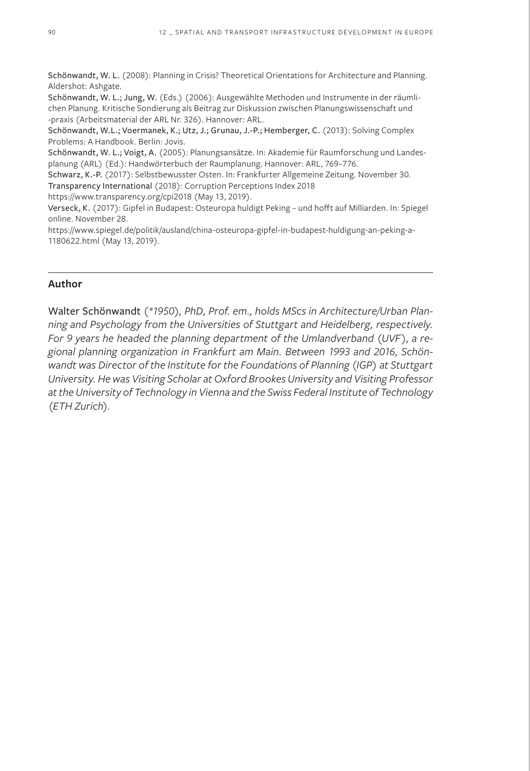**Schönwandt, W. L.** (2008): Planning in Crisis? Theoretical Orientations for Architecture and Planning. Aldershot: Ashgate.

**Schönwandt, W. L.; Jung, W.** (Eds.) (2006): Ausgewählte Methoden und Instrumente in der räumlichen Planung. Kritische Sondierung als Beitrag zur Diskussion zwischen Planungswissenschaft und -praxis (Arbeitsmaterial der ARL Nr. 326). Hannover: ARL.

**Schönwandt, W.L.; Voermanek, K.; Utz, J.; Grunau, J.-P.; Hemberger, C.** (2013): Solving Complex Problems: A Handbook. Berlin: Jovis.

**Schönwandt, W. L.; Voigt, A.** (2005): Planungsansätze. In: Akademie für Raumforschung und Landesplanung (ARL) (Ed.): Handwörterbuch der Raumplanung. Hannover: ARL, 769–776.

**Schwarz, K.-P.** (2017): Selbstbewusster Osten. In: Frankfurter Allgemeine Zeitung. November 30.

**Transparency International** (2018): Corruption Perceptions Index 2018 https://www.transparency.org/cpi2018 (May 13, 2019).

**Verseck, K.** (2017): Gipfel in Budapest: Osteuropa huldigt Peking – und hofft auf Milliarden. In: Spiegel online. November 28. https://www.spiegel.de/politik/ausland/china-osteuropa-gipfel-in-budapest-huldigung-an-peking-a-1180622.html (May 13, 2019).

---

## Author

Walter Schönwandt *(*1950), PhD, Prof. em., holds MScs in Architecture/Urban Planning and Psychology from the Universities of Stuttgart and Heidelberg, respectively. For 9 years he headed the planning department of the Umlandverband (UVF), a regional planning organization in Frankfurt am Main. Between 1993 and 2016, Schönwandt was Director of the Institute for the Foundations of Planning (IGP) at Stuttgart University. He was Visiting Scholar at Oxford Brookes University and Visiting Professor at the University of Technology in Vienna and the Swiss Federal Institute of Technology (ETH Zurich).*